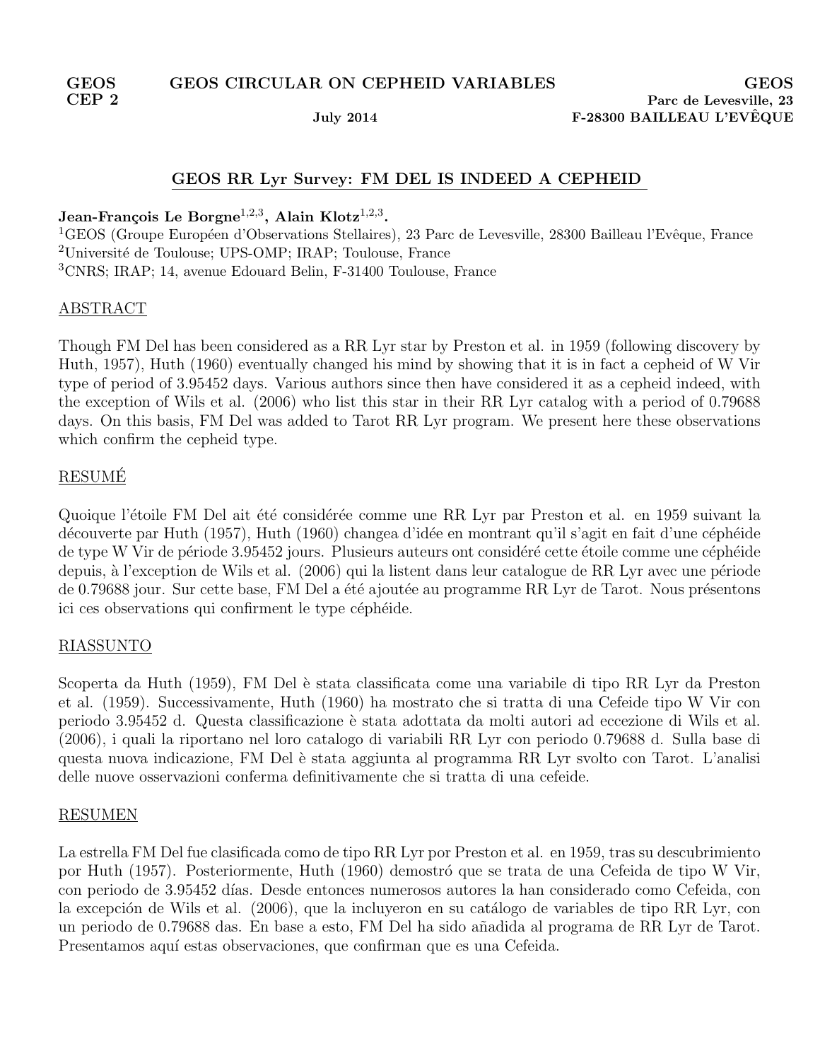GEOS CEP 2 — GEOS CIRCULAR ON CEPHEID VARIABLES — July 2014

GEOS
Parc de Levesville, 23
F-28300 BAILLEAU L'EVÊQUE

# GEOS RR Lyr Survey: FM DEL IS INDEED A CEPHEID

**Jean-François Le Borgne[1,2,3], Alain Klotz[1,2,3].**

[1]GEOS (Groupe Européen d'Observations Stellaires), 23 Parc de Levesville, 28300 Bailleau l'Evêque, France
[2]Université de Toulouse; UPS-OMP; IRAP; Toulouse, France
[3]CNRS; IRAP; 14, avenue Edouard Belin, F-31400 Toulouse, France

## ABSTRACT

Though FM Del has been considered as a RR Lyr star by Preston et al. in 1959 (following discovery by Huth, 1957), Huth (1960) eventually changed his mind by showing that it is in fact a cepheid of W Vir type of period of 3.95452 days. Various authors since then have considered it as a cepheid indeed, with the exception of Wils et al. (2006) who list this star in their RR Lyr catalog with a period of 0.79688 days. On this basis, FM Del was added to Tarot RR Lyr program. We present here these observations which confirm the cepheid type.

## RESUMÉ

Quoique l'étoile FM Del ait été considérée comme une RR Lyr par Preston et al. en 1959 suivant la découverte par Huth (1957), Huth (1960) changea d'idée en montrant qu'il s'agit en fait d'une céphéide de type W Vir de période 3.95452 jours. Plusieurs auteurs ont considéré cette étoile comme une céphéide depuis, à l'exception de Wils et al. (2006) qui la listent dans leur catalogue de RR Lyr avec une période de 0.79688 jour. Sur cette base, FM Del a été ajoutée au programme RR Lyr de Tarot. Nous présentons ici ces observations qui confirment le type céphéide.

## RIASSUNTO

Scoperta da Huth (1959), FM Del è stata classificata come una variabile di tipo RR Lyr da Preston et al. (1959). Successivamente, Huth (1960) ha mostrato che si tratta di una Cefeide tipo W Vir con periodo 3.95452 d. Questa classificazione è stata adottata da molti autori ad eccezione di Wils et al. (2006), i quali la riportano nel loro catalogo di variabili RR Lyr con periodo 0.79688 d. Sulla base di questa nuova indicazione, FM Del è stata aggiunta al programma RR Lyr svolto con Tarot. L'analisi delle nuove osservazioni conferma definitivamente che si tratta di una cefeide.

## RESUMEN

La estrella FM Del fue clasificada como de tipo RR Lyr por Preston et al. en 1959, tras su descubrimiento por Huth (1957). Posteriormente, Huth (1960) demostró que se trata de una Cefeida de tipo W Vir, con periodo de 3.95452 días. Desde entonces numerosos autores la han considerado como Cefeida, con la excepción de Wils et al. (2006), que la incluyeron en su catálogo de variables de tipo RR Lyr, con un periodo de 0.79688 das. En base a esto, FM Del ha sido añadida al programa de RR Lyr de Tarot. Presentamos aquí estas observaciones, que confirman que es una Cefeida.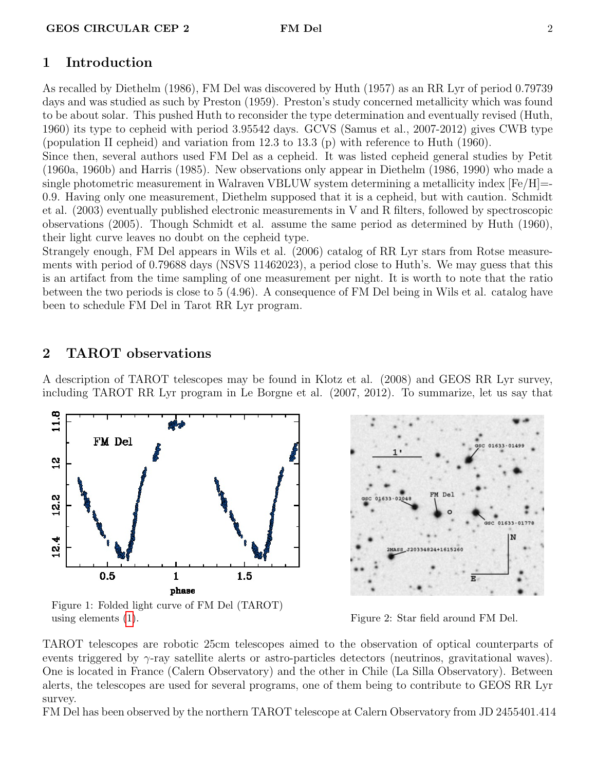## 1 Introduction

As recalled by Diethelm (1986), FM Del was discovered by Huth (1957) as an RR Lyr of period 0.79739 days and was studied as such by Preston (1959). Preston's study concerned metallicity which was found to be about solar. This pushed Huth to reconsider the type determination and eventually revised (Huth, 1960) its type to cepheid with period 3.95542 days. GCVS (Samus et al., 2007-2012) gives CWB type (population II cepheid) and variation from 12.3 to 13.3 (p) with reference to Huth (1960).
Since then, several authors used FM Del as a cepheid. It was listed cepheid general studies by Petit (1960a, 1960b) and Harris (1985). New observations only appear in Diethelm (1986, 1990) who made a single photometric measurement in Walraven VBLUW system determining a metallicity index [Fe/H]=-0.9. Having only one measurement, Diethelm supposed that it is a cepheid, but with caution. Schmidt et al. (2003) eventually published electronic measurements in V and R filters, followed by spectroscopic observations (2005). Though Schmidt et al. assume the same period as determined by Huth (1960), their light curve leaves no doubt on the cepheid type.
Strangely enough, FM Del appears in Wils et al. (2006) catalog of RR Lyr stars from Rotse measurements with period of 0.79688 days (NSVS 11462023), a period close to Huth's. We may guess that this is an artifact from the time sampling of one measurement per night. It is worth to note that the ratio between the two periods is close to 5 (4.96). A consequence of FM Del being in Wils et al. catalog have been to schedule FM Del in Tarot RR Lyr program.

## 2 TAROT observations

A description of TAROT telescopes may be found in Klotz et al. (2008) and GEOS RR Lyr survey, including TAROT RR Lyr program in Le Borgne et al. (2007, 2012). To summarize, let us say that

Figure 1: Folded light curve of FM Del (TAROT) using elements (1).

Figure 2: Star field around FM Del.

TAROT telescopes are robotic 25cm telescopes aimed to the observation of optical counterparts of events triggered by $\gamma$-ray satellite alerts or astro-particles detectors (neutrinos, gravitational waves). One is located in France (Calern Observatory) and the other in Chile (La Silla Observatory). Between alerts, the telescopes are used for several programs, one of them being to contribute to GEOS RR Lyr survey.
FM Del has been observed by the northern TAROT telescope at Calern Observatory from JD 2455401.414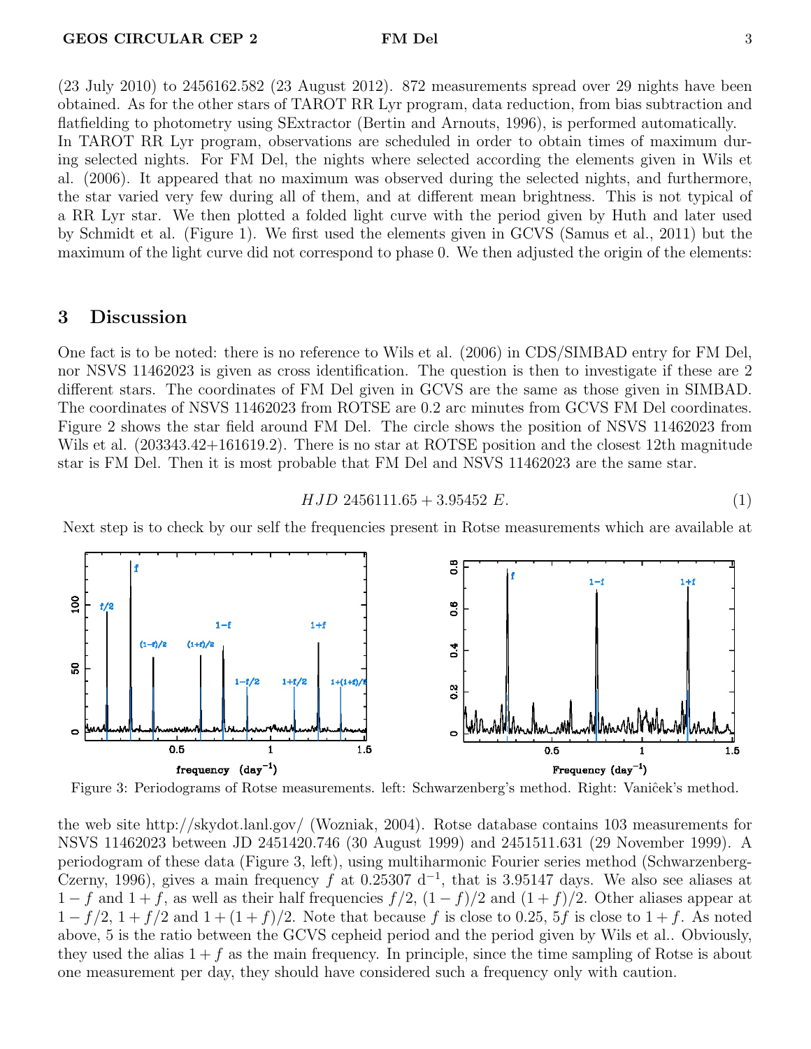(23 July 2010) to 2456162.582 (23 August 2012). 872 measurements spread over 29 nights have been obtained. As for the other stars of TAROT RR Lyr program, data reduction, from bias subtraction and flatfielding to photometry using SExtractor (Bertin and Arnouts, 1996), is performed automatically.
In TAROT RR Lyr program, observations are scheduled in order to obtain times of maximum during selected nights. For FM Del, the nights where selected according the elements given in Wils et al. (2006). It appeared that no maximum was observed during the selected nights, and furthermore, the star varied very few during all of them, and at different mean brightness. This is not typical of a RR Lyr star. We then plotted a folded light curve with the period given by Huth and later used by Schmidt et al. (Figure 1). We first used the elements given in GCVS (Samus et al., 2011) but the maximum of the light curve did not correspond to phase 0. We then adjusted the origin of the elements:

$$HJD\ 2456111.65 + 3.95452\ E. \tag{1}$$

## 3 Discussion

One fact is to be noted: there is no reference to Wils et al. (2006) in CDS/SIMBAD entry for FM Del, nor NSVS 11462023 is given as cross identification. The question is then to investigate if these are 2 different stars. The coordinates of FM Del given in GCVS are the same as those given in SIMBAD. The coordinates of NSVS 11462023 from ROTSE are 0.2 arc minutes from GCVS FM Del coordinates. Figure 2 shows the star field around FM Del. The circle shows the position of NSVS 11462023 from Wils et al. (203343.42+161619.2). There is no star at ROTSE position and the closest 12th magnitude star is FM Del. Then it is most probable that FM Del and NSVS 11462023 are the same star.

Next step is to check by our self the frequencies present in Rotse measurements which are available at the web site http://skydot.lanl.gov/ (Wozniak, 2004). Rotse database contains 103 measurements for NSVS 11462023 between JD 2451420.746 (30 August 1999) and 2451511.631 (29 November 1999). A periodogram of these data (Figure 3, left), using multiharmonic Fourier series method (Schwarzenberg-Czerny, 1996), gives a main frequency $f$ at 0.25307 $d^{-1}$, that is 3.95147 days. We also see aliases at $1-f$ and $1+f$, as well as their half frequencies $f/2$, $(1-f)/2$ and $(1+f)/2$. Other aliases appear at $1-f/2$, $1+f/2$ and $1+(1+f)/2$. Note that because $f$ is close to 0.25, $5f$ is close to $1+f$. As noted above, 5 is the ratio between the GCVS cepheid period and the period given by Wils et al.. Obviously, they used the alias $1+f$ as the main frequency. In principle, since the time sampling of Rotse is about one measurement per day, they should have considered such a frequency only with caution.

Figure 3: Periodograms of Rotse measurements. left: Schwarzenberg's method. Right: Vaniĉek's method.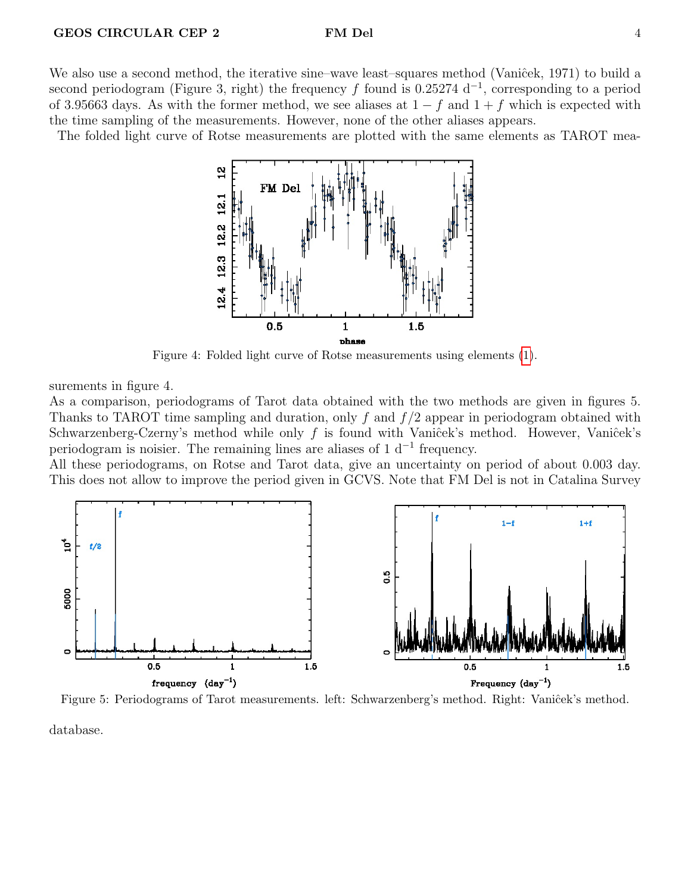We also use a second method, the iterative sine–wave least–squares method (Vaniĉek, 1971) to build a second periodogram (Figure 3, right) the frequency $f$ found is 0.25274 $\mathrm{d}^{-1}$, corresponding to a period of 3.95663 days. As with the former method, we see aliases at $1-f$ and $1+f$ which is expected with the time sampling of the measurements. However, none of the other aliases appears.

The folded light curve of Rotse measurements are plotted with the same elements as TAROT measurements in figure 4.

Figure 4: Folded light curve of Rotse measurements using elements (1).

As a comparison, periodograms of Tarot data obtained with the two methods are given in figures 5. Thanks to TAROT time sampling and duration, only $f$ and $f/2$ appear in periodogram obtained with Schwarzenberg-Czerny's method while only $f$ is found with Vaniĉek's method. However, Vaniĉek's periodogram is noisier. The remaining lines are aliases of 1 $\mathrm{d}^{-1}$ frequency.

All these periodograms, on Rotse and Tarot data, give an uncertainty on period of about 0.003 day. This does not allow to improve the period given in GCVS. Note that FM Del is not in Catalina Survey database.

Figure 5: Periodograms of Tarot measurements. left: Schwarzenberg's method. Right: Vaniĉek's method.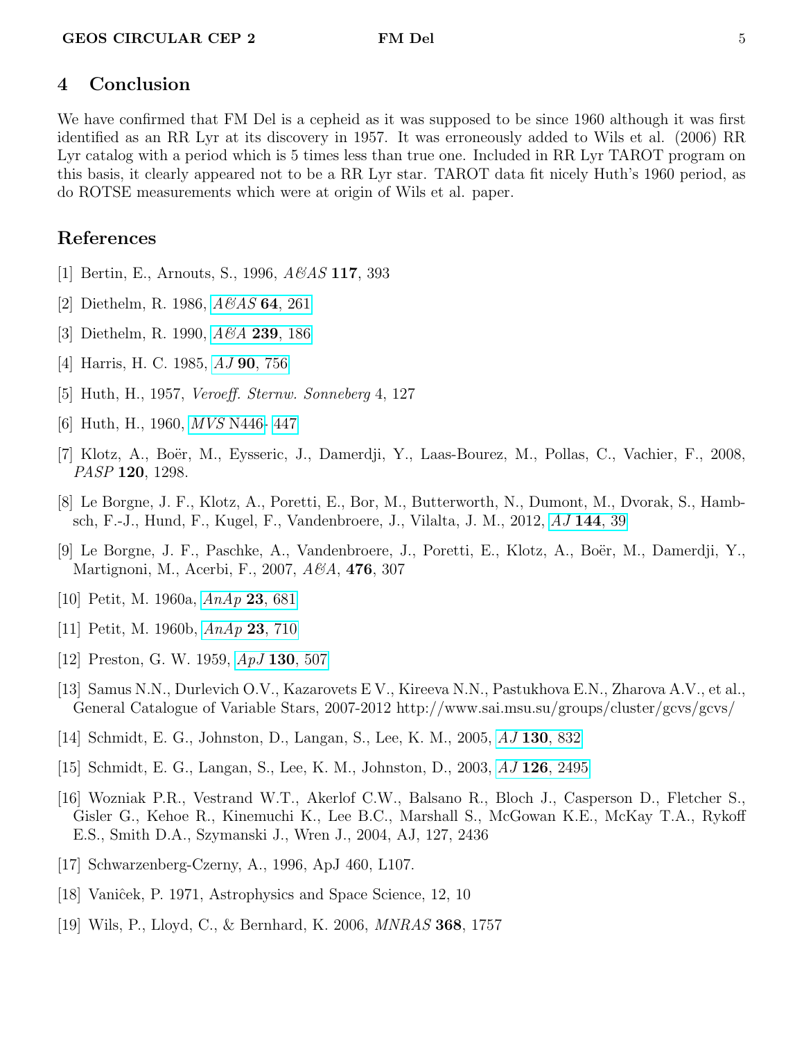## 4 Conclusion

We have confirmed that FM Del is a cepheid as it was supposed to be since 1960 although it was first identified as an RR Lyr at its discovery in 1957. It was erroneously added to Wils et al. (2006) RR Lyr catalog with a period which is 5 times less than true one. Included in RR Lyr TAROT program on this basis, it clearly appeared not to be a RR Lyr star. TAROT data fit nicely Huth's 1960 period, as do ROTSE measurements which were at origin of Wils et al. paper.

## References

[1] Bertin, E., Arnouts, S., 1996, *A&AS* **117**, 393

[2] Diethelm, R. 1986, *A&AS* **64**, 261

[3] Diethelm, R. 1990, *A&A* **239**, 186

[4] Harris, H. C. 1985, *AJ* **90**, 756

[5] Huth, H., 1957, *Veroeff. Sternw. Sonneberg* 4, 127

[6] Huth, H., 1960, *MVS* N446- 447

[7] Klotz, A., Boër, M., Eysseric, J., Damerdji, Y., Laas-Bourez, M., Pollas, C., Vachier, F., 2008, *PASP* **120**, 1298.

[8] Le Borgne, J. F., Klotz, A., Poretti, E., Bor, M., Butterworth, N., Dumont, M., Dvorak, S., Hambsch, F.-J., Hund, F., Kugel, F., Vandenbroere, J., Vilalta, J. M., 2012, *AJ* **144**, 39

[9] Le Borgne, J. F., Paschke, A., Vandenbroere, J., Poretti, E., Klotz, A., Boër, M., Damerdji, Y., Martignoni, M., Acerbi, F., 2007, *A&A*, **476**, 307

[10] Petit, M. 1960a, *AnAp* **23**, 681

[11] Petit, M. 1960b, *AnAp* **23**, 710

[12] Preston, G. W. 1959, *ApJ* **130**, 507

[13] Samus N.N., Durlevich O.V., Kazarovets E V., Kireeva N.N., Pastukhova E.N., Zharova A.V., et al., General Catalogue of Variable Stars, 2007-2012 http://www.sai.msu.su/groups/cluster/gcvs/gcvs/

[14] Schmidt, E. G., Johnston, D., Langan, S., Lee, K. M., 2005, *AJ* **130**, 832

[15] Schmidt, E. G., Langan, S., Lee, K. M., Johnston, D., 2003, *AJ* **126**, 2495

[16] Wozniak P.R., Vestrand W.T., Akerlof C.W., Balsano R., Bloch J., Casperson D., Fletcher S., Gisler G., Kehoe R., Kinemuchi K., Lee B.C., Marshall S., McGowan K.E., McKay T.A., Rykoff E.S., Smith D.A., Szymanski J., Wren J., 2004, AJ, 127, 2436

[17] Schwarzenberg-Czerny, A., 1996, ApJ 460, L107.

[18] Vaniĉek, P. 1971, Astrophysics and Space Science, 12, 10

[19] Wils, P., Lloyd, C., & Bernhard, K. 2006, *MNRAS* **368**, 1757